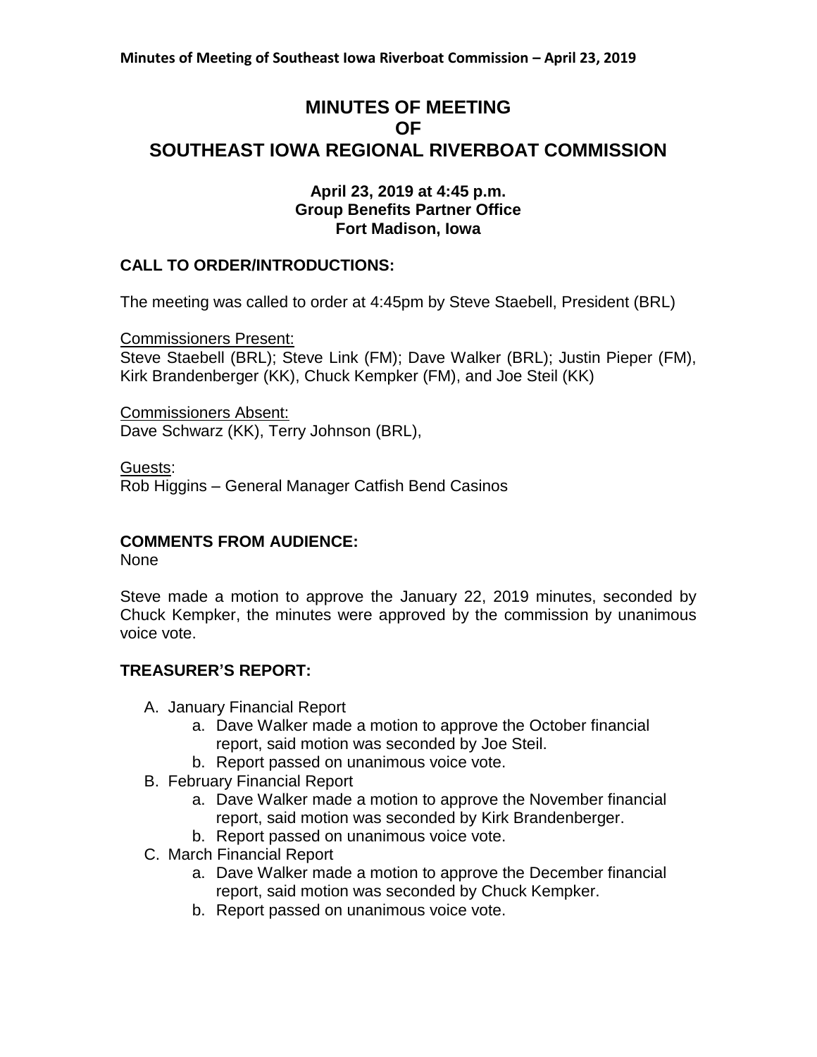# MINUTES OF MEETING OF SOUTHEAST IOWA REGIONAL RIVERBOAT COMMISSION

**April 23, 2019 at 4:45 p.m.**
**Group Benefits Partner Office**
**Fort Madison, Iowa**

## CALL TO ORDER/INTRODUCTIONS:

The meeting was called to order at 4:45pm by Steve Staebell, President (BRL)

Commissioners Present:
Steve Staebell (BRL); Steve Link (FM); Dave Walker (BRL); Justin Pieper (FM), Kirk Brandenberger (KK), Chuck Kempker (FM), and Joe Steil (KK)

Commissioners Absent:
Dave Schwarz (KK), Terry Johnson (BRL),

Guests:
Rob Higgins – General Manager Catfish Bend Casinos

## COMMENTS FROM AUDIENCE:

None

Steve made a motion to approve the January 22, 2019 minutes, seconded by Chuck Kempker, the minutes were approved by the commission by unanimous voice vote.

## TREASURER'S REPORT:

A. January Financial Report
   a. Dave Walker made a motion to approve the October financial report, said motion was seconded by Joe Steil.
   b. Report passed on unanimous voice vote.
B. February Financial Report
   a. Dave Walker made a motion to approve the November financial report, said motion was seconded by Kirk Brandenberger.
   b. Report passed on unanimous voice vote.
C. March Financial Report
   a. Dave Walker made a motion to approve the December financial report, said motion was seconded by Chuck Kempker.
   b. Report passed on unanimous voice vote.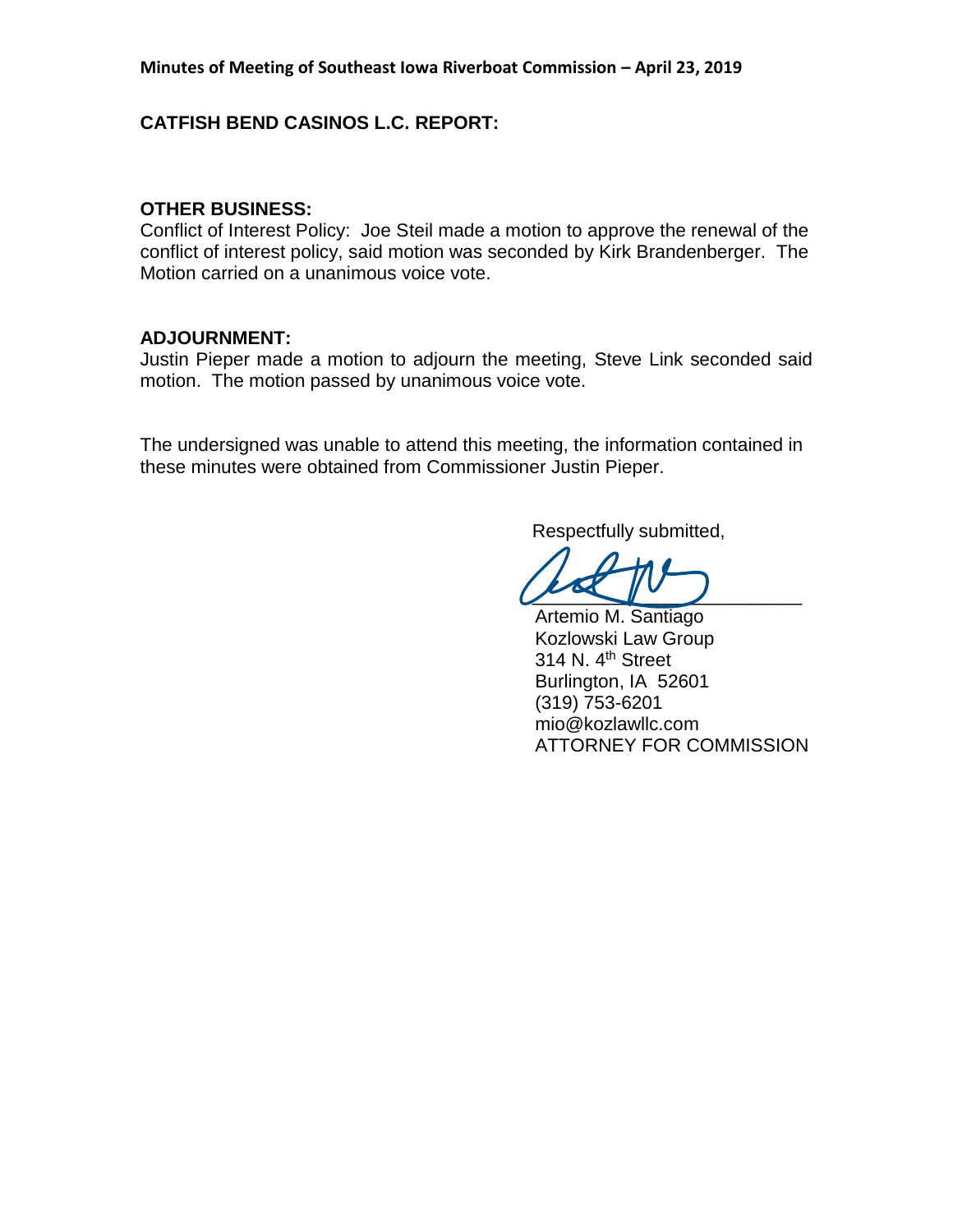## CATFISH BEND CASINOS L.C. REPORT:

## OTHER BUSINESS:

Conflict of Interest Policy: Joe Steil made a motion to approve the renewal of the conflict of interest policy, said motion was seconded by Kirk Brandenberger. The Motion carried on a unanimous voice vote.

## ADJOURNMENT:

Justin Pieper made a motion to adjourn the meeting, Steve Link seconded said motion. The motion passed by unanimous voice vote.

The undersigned was unable to attend this meeting, the information contained in these minutes were obtained from Commissioner Justin Pieper.

Respectfully submitted,

Artemio M. Santiago
Kozlowski Law Group
314 N. 4th Street
Burlington, IA 52601
(319) 753-6201
mio@kozlawllc.com
ATTORNEY FOR COMMISSION